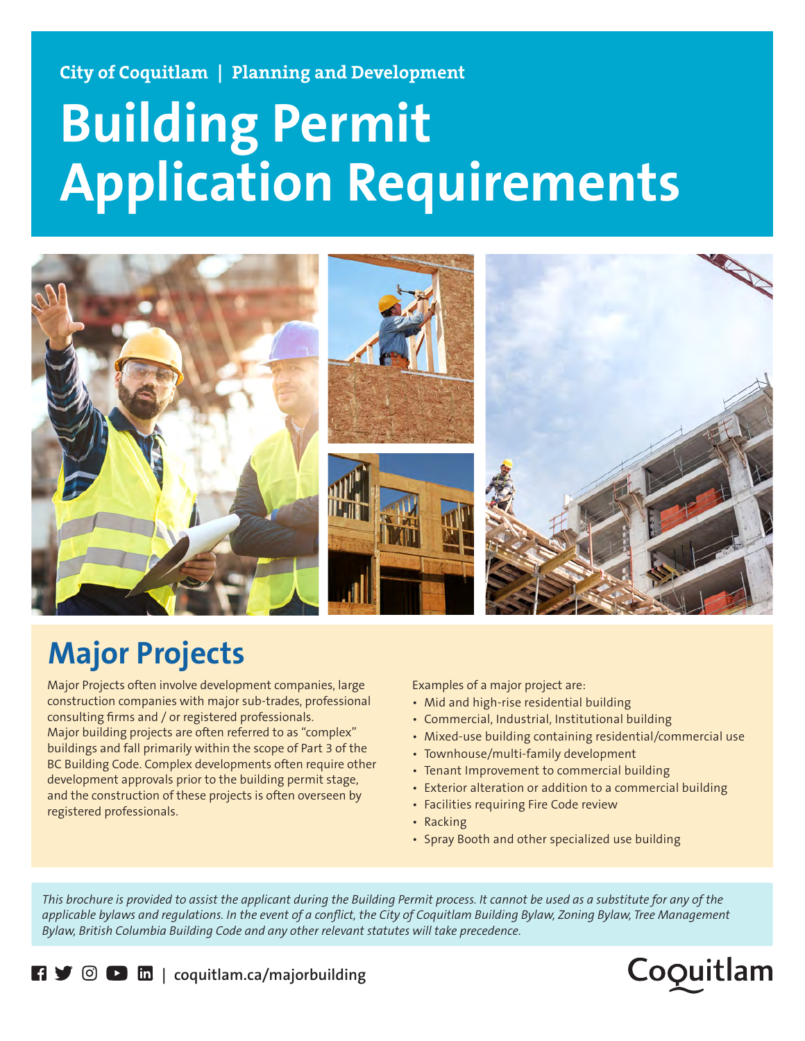City of Coquitlam | Planning and Development

# Building Permit Application Requirements

## Major Projects

Major Projects often involve development companies, large construction companies with major sub-trades, professional consulting firms and / or registered professionals. Major building projects are often referred to as "complex" buildings and fall primarily within the scope of Part 3 of the BC Building Code. Complex developments often require other development approvals prior to the building permit stage, and the construction of these projects is often overseen by registered professionals.

Examples of a major project are:

- Mid and high-rise residential building
- Commercial, Industrial, Institutional building
- Mixed-use building containing residential/commercial use
- Townhouse/multi-family development
- Tenant Improvement to commercial building
- Exterior alteration or addition to a commercial building
- Facilities requiring Fire Code review
- Racking
- Spray Booth and other specialized use building

*This brochure is provided to assist the applicant during the Building Permit process. It cannot be used as a substitute for any of the applicable bylaws and regulations. In the event of a conflict, the City of Coquitlam Building Bylaw, Zoning Bylaw, Tree Management Bylaw, British Columbia Building Code and any other relevant statutes will take precedence.*

coquitlam.ca/majorbuilding

Coquitlam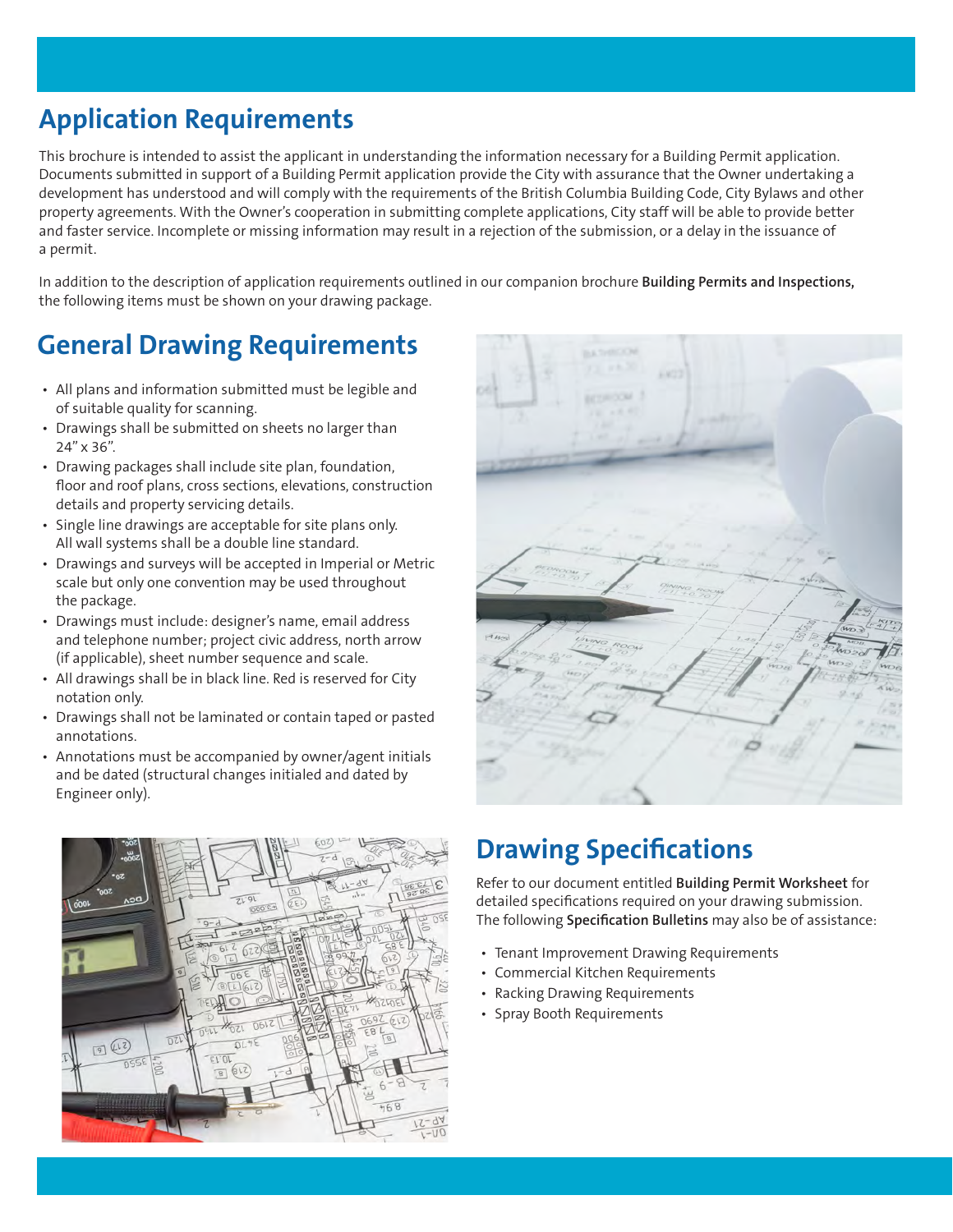## Application Requirements

This brochure is intended to assist the applicant in understanding the information necessary for a Building Permit application. Documents submitted in support of a Building Permit application provide the City with assurance that the Owner undertaking a development has understood and will comply with the requirements of the British Columbia Building Code, City Bylaws and other property agreements. With the Owner's cooperation in submitting complete applications, City staff will be able to provide better and faster service. Incomplete or missing information may result in a rejection of the submission, or a delay in the issuance of a permit.

In addition to the description of application requirements outlined in our companion brochure **Building Permits and Inspections,** the following items must be shown on your drawing package.

## General Drawing Requirements

- All plans and information submitted must be legible and of suitable quality for scanning.
- Drawings shall be submitted on sheets no larger than 24" x 36".
- Drawing packages shall include site plan, foundation, floor and roof plans, cross sections, elevations, construction details and property servicing details.
- Single line drawings are acceptable for site plans only. All wall systems shall be a double line standard.
- Drawings and surveys will be accepted in Imperial or Metric scale but only one convention may be used throughout the package.
- Drawings must include: designer's name, email address and telephone number; project civic address, north arrow (if applicable), sheet number sequence and scale.
- All drawings shall be in black line. Red is reserved for City notation only.
- Drawings shall not be laminated or contain taped or pasted annotations.
- Annotations must be accompanied by owner/agent initials and be dated (structural changes initialed and dated by Engineer only).

## Drawing Specifications

Refer to our document entitled **Building Permit Worksheet** for detailed specifications required on your drawing submission. The following **Specification Bulletins** may also be of assistance:

- Tenant Improvement Drawing Requirements
- Commercial Kitchen Requirements
- Racking Drawing Requirements
- Spray Booth Requirements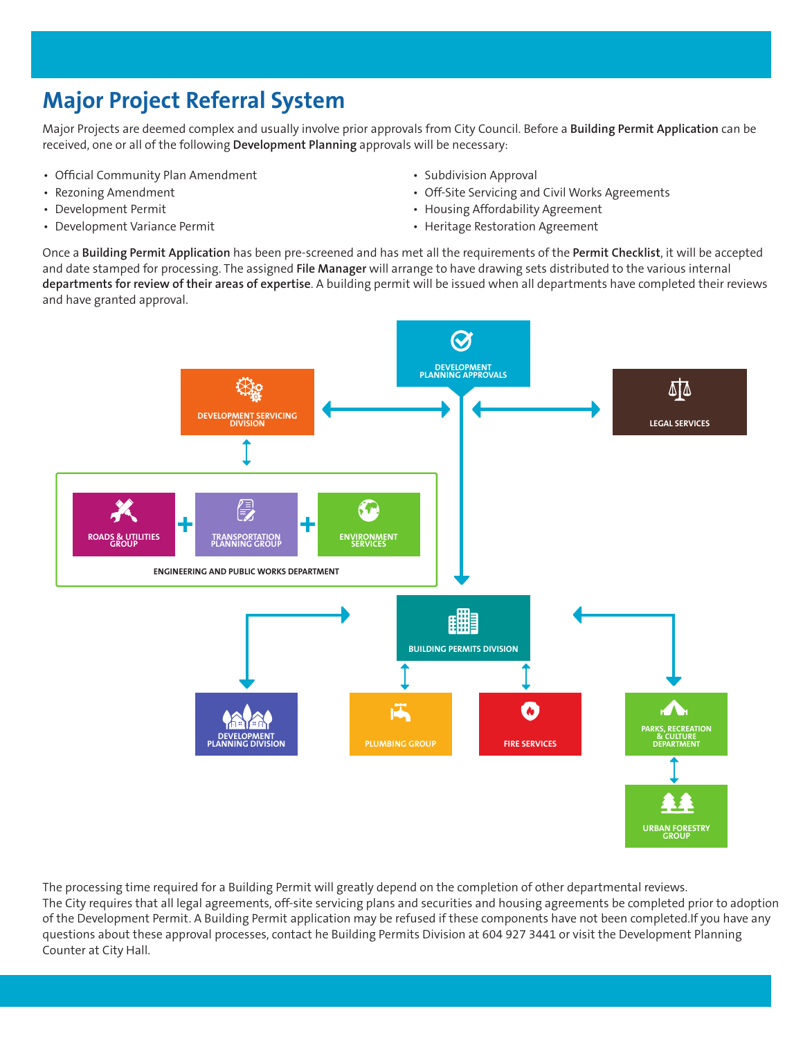# Major Project Referral System

Major Projects are deemed complex and usually involve prior approvals from City Council. Before a **Building Permit Application** can be received, one or all of the following **Development Planning** approvals will be necessary:

- Official Community Plan Amendment
- Rezoning Amendment
- Development Permit
- Development Variance Permit
- Subdivision Approval
- Off-Site Servicing and Civil Works Agreements
- Housing Affordability Agreement
- Heritage Restoration Agreement

Once a **Building Permit Application** has been pre-screened and has met all the requirements of the **Permit Checklist**, it will be accepted and date stamped for processing. The assigned **File Manager** will arrange to have drawing sets distributed to the various internal **departments for review of their areas of expertise**. A building permit will be issued when all departments have completed their reviews and have granted approval.

DEVELOPMENT PLANNING APPROVALS

DEVELOPMENT SERVICING DIVISION

LEGAL SERVICES

ROADS & UTILITIES GROUP + TRANSPORTATION PLANNING GROUP + ENVIRONMENT SERVICES

ENGINEERING AND PUBLIC WORKS DEPARTMENT

BUILDING PERMITS DIVISION

DEVELOPMENT PLANNING DIVISION

PLUMBING GROUP

FIRE SERVICES

PARKS, RECREATION & CULTURE DEPARTMENT

URBAN FORESTRY GROUP

The processing time required for a Building Permit will greatly depend on the completion of other departmental reviews. The City requires that all legal agreements, off-site servicing plans and securities and housing agreements be completed prior to adoption of the Development Permit. A Building Permit application may be refused if these components have not been completed.If you have any questions about these approval processes, contact he Building Permits Division at 604 927 3441 or visit the Development Planning Counter at City Hall.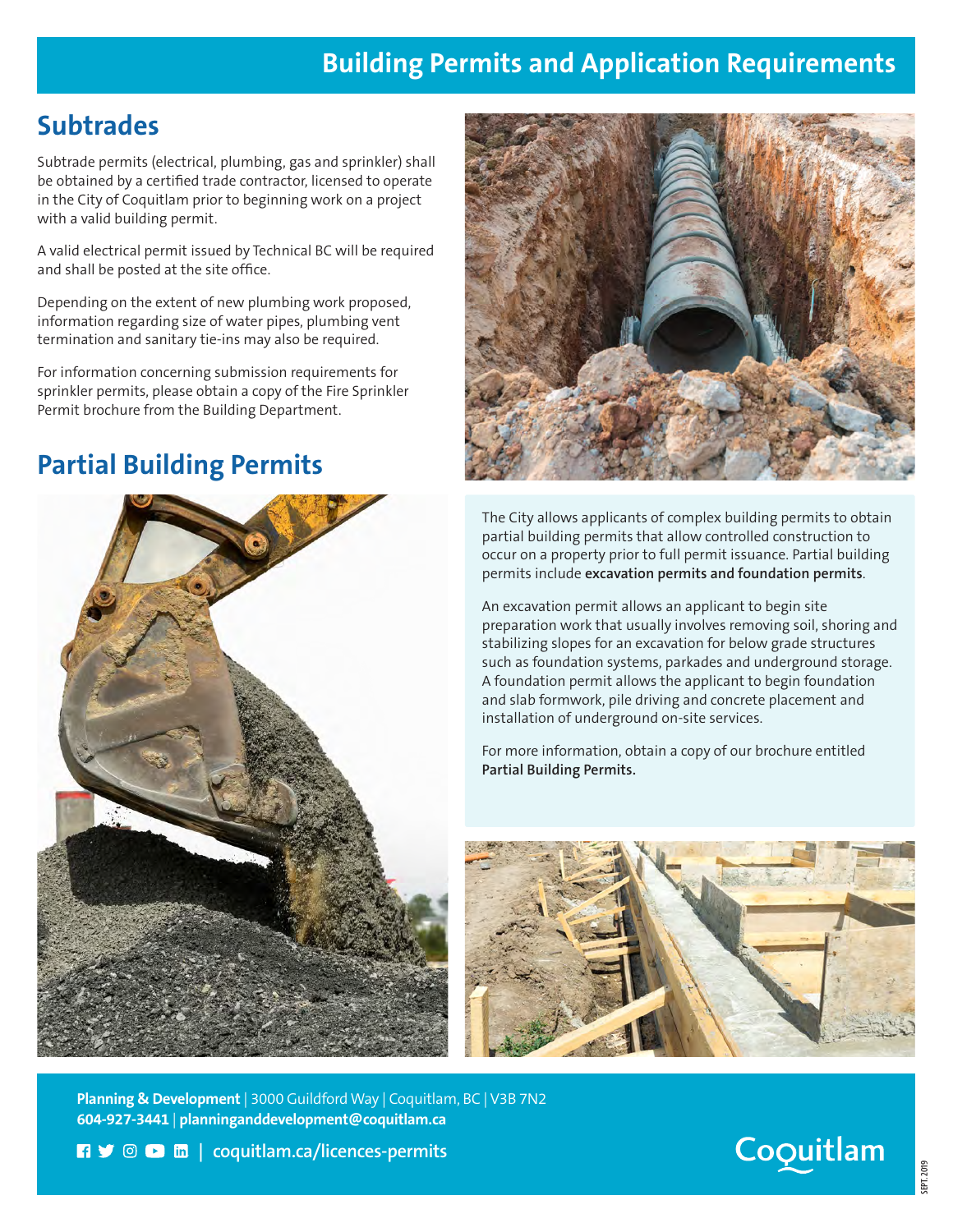## Subtrades

Subtrade permits (electrical, plumbing, gas and sprinkler) shall be obtained by a certified trade contractor, licensed to operate in the City of Coquitlam prior to beginning work on a project with a valid building permit.

A valid electrical permit issued by Technical BC will be required and shall be posted at the site office.

Depending on the extent of new plumbing work proposed, information regarding size of water pipes, plumbing vent termination and sanitary tie-ins may also be required.

For information concerning submission requirements for sprinkler permits, please obtain a copy of the Fire Sprinkler Permit brochure from the Building Department.

## Partial Building Permits

The City allows applicants of complex building permits to obtain partial building permits that allow controlled construction to occur on a property prior to full permit issuance. Partial building permits include **excavation permits and foundation permits**.

An excavation permit allows an applicant to begin site preparation work that usually involves removing soil, shoring and stabilizing slopes for an excavation for below grade structures such as foundation systems, parkades and underground storage. A foundation permit allows the applicant to begin foundation and slab formwork, pile driving and concrete placement and installation of underground on-site services.

For more information, obtain a copy of our brochure entitled **Partial Building Permits.**

**Planning & Development** | 3000 Guildford Way | Coquitlam, BC | V3B 7N2
**604-927-3441** | **planninganddevelopment@coquitlam.ca**

coquitlam.ca/licences-permits

Coquitlam

SEPT. 2019